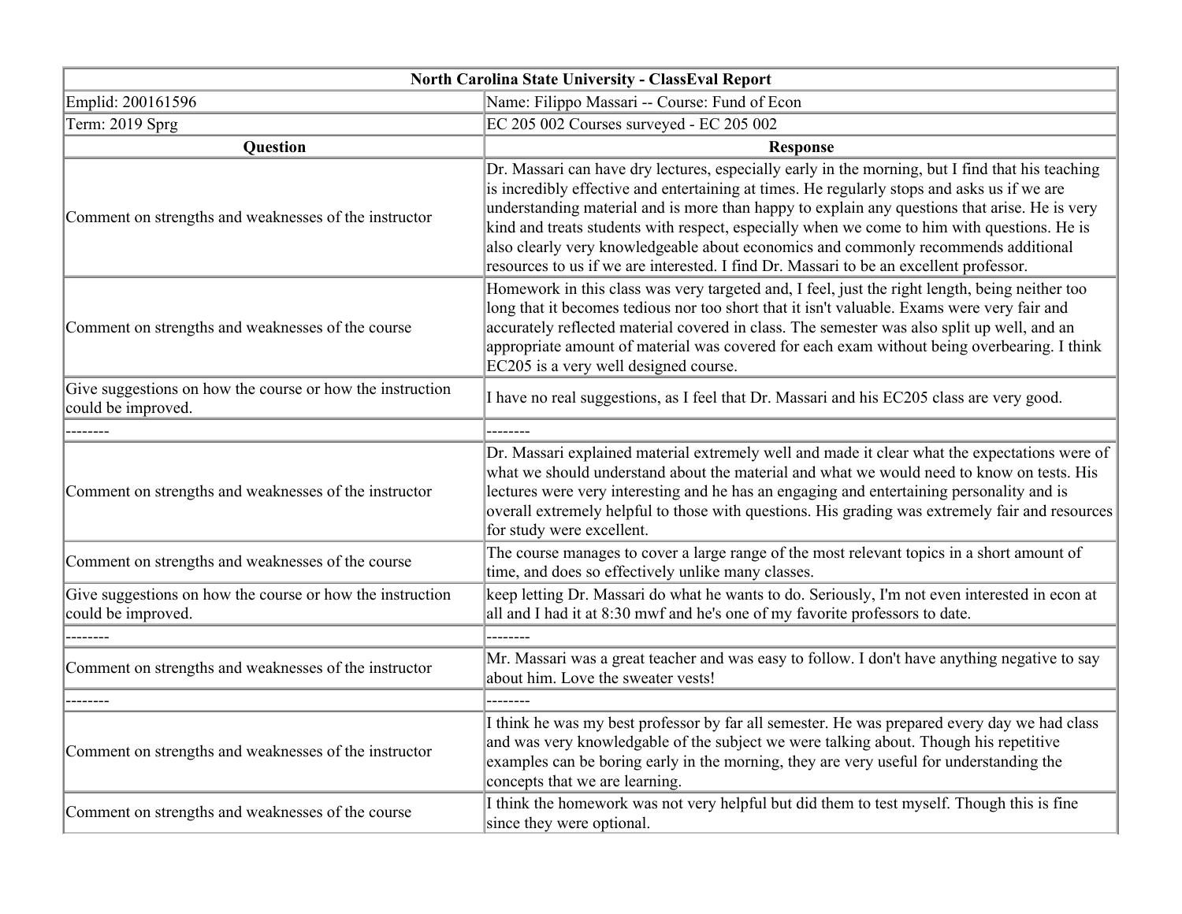| North Carolina State University - ClassEval Report | |
|---|---|
| Emplid: 200161596 | Name: Filippo Massari -- Course: Fund of Econ |
| Term: 2019 Sprg | EC 205 002 Courses surveyed - EC 205 002 |
| **Question** | **Response** |
| Comment on strengths and weaknesses of the instructor | Dr. Massari can have dry lectures, especially early in the morning, but I find that his teaching is incredibly effective and entertaining at times. He regularly stops and asks us if we are understanding material and is more than happy to explain any questions that arise. He is very kind and treats students with respect, especially when we come to him with questions. He is also clearly very knowledgeable about economics and commonly recommends additional resources to us if we are interested. I find Dr. Massari to be an excellent professor. |
| Comment on strengths and weaknesses of the course | Homework in this class was very targeted and, I feel, just the right length, being neither too long that it becomes tedious nor too short that it isn't valuable. Exams were very fair and accurately reflected material covered in class. The semester was also split up well, and an appropriate amount of material was covered for each exam without being overbearing. I think EC205 is a very well designed course. |
| Give suggestions on how the course or how the instruction could be improved. | I have no real suggestions, as I feel that Dr. Massari and his EC205 class are very good. |
| -------- | -------- |
| Comment on strengths and weaknesses of the instructor | Dr. Massari explained material extremely well and made it clear what the expectations were of what we should understand about the material and what we would need to know on tests. His lectures were very interesting and he has an engaging and entertaining personality and is overall extremely helpful to those with questions. His grading was extremely fair and resources for study were excellent. |
| Comment on strengths and weaknesses of the course | The course manages to cover a large range of the most relevant topics in a short amount of time, and does so effectively unlike many classes. |
| Give suggestions on how the course or how the instruction could be improved. | keep letting Dr. Massari do what he wants to do. Seriously, I'm not even interested in econ at all and I had it at 8:30 mwf and he's one of my favorite professors to date. |
| -------- | -------- |
| Comment on strengths and weaknesses of the instructor | Mr. Massari was a great teacher and was easy to follow. I don't have anything negative to say about him. Love the sweater vests! |
| -------- | -------- |
| Comment on strengths and weaknesses of the instructor | I think he was my best professor by far all semester. He was prepared every day we had class and was very knowledgable of the subject we were talking about. Though his repetitive examples can be boring early in the morning, they are very useful for understanding the concepts that we are learning. |
| Comment on strengths and weaknesses of the course | I think the homework was not very helpful but did them to test myself. Though this is fine since they were optional. |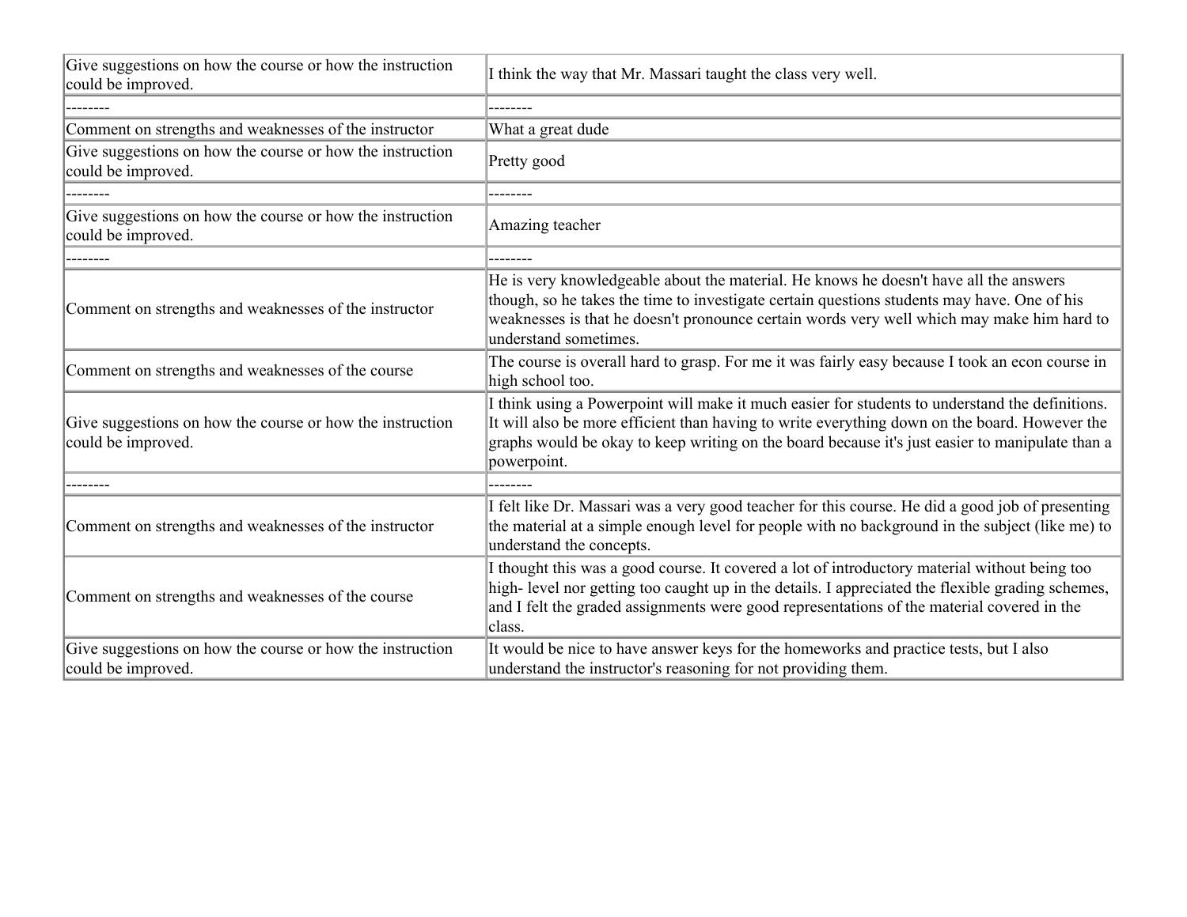| | |
|---|---|
| Give suggestions on how the course or how the instruction could be improved. | I think the way that Mr. Massari taught the class very well. |
| -------- | -------- |
| Comment on strengths and weaknesses of the instructor | What a great dude |
| Give suggestions on how the course or how the instruction could be improved. | Pretty good |
| -------- | -------- |
| Give suggestions on how the course or how the instruction could be improved. | Amazing teacher |
| -------- | -------- |
| Comment on strengths and weaknesses of the instructor | He is very knowledgeable about the material. He knows he doesn't have all the answers though, so he takes the time to investigate certain questions students may have. One of his weaknesses is that he doesn't pronounce certain words very well which may make him hard to understand sometimes. |
| Comment on strengths and weaknesses of the course | The course is overall hard to grasp. For me it was fairly easy because I took an econ course in high school too. |
| Give suggestions on how the course or how the instruction could be improved. | I think using a Powerpoint will make it much easier for students to understand the definitions. It will also be more efficient than having to write everything down on the board. However the graphs would be okay to keep writing on the board because it's just easier to manipulate than a powerpoint. |
| -------- | -------- |
| Comment on strengths and weaknesses of the instructor | I felt like Dr. Massari was a very good teacher for this course. He did a good job of presenting the material at a simple enough level for people with no background in the subject (like me) to understand the concepts. |
| Comment on strengths and weaknesses of the course | I thought this was a good course. It covered a lot of introductory material without being too high- level nor getting too caught up in the details. I appreciated the flexible grading schemes, and I felt the graded assignments were good representations of the material covered in the class. |
| Give suggestions on how the course or how the instruction could be improved. | It would be nice to have answer keys for the homeworks and practice tests, but I also understand the instructor's reasoning for not providing them. |